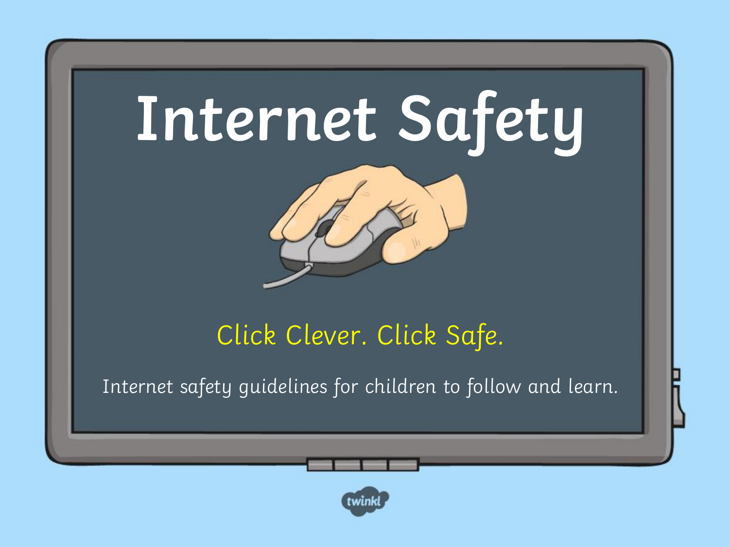# Internet Safety

Click Clever. Click Safe.

Internet safety guidelines for children to follow and learn.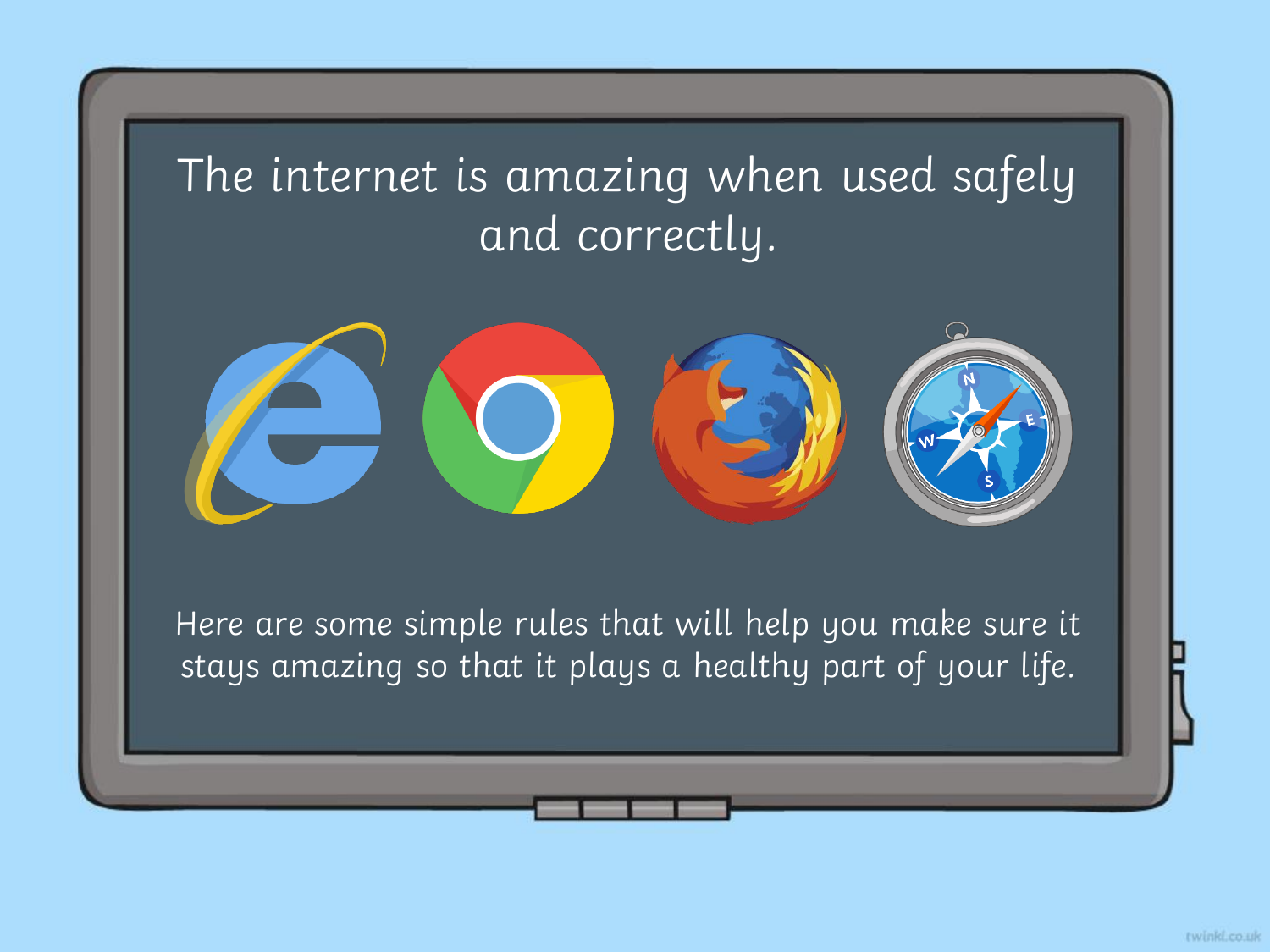The internet is amazing when used safely and correctly.

Here are some simple rules that will help you make sure it stays amazing so that it plays a healthy part of your life.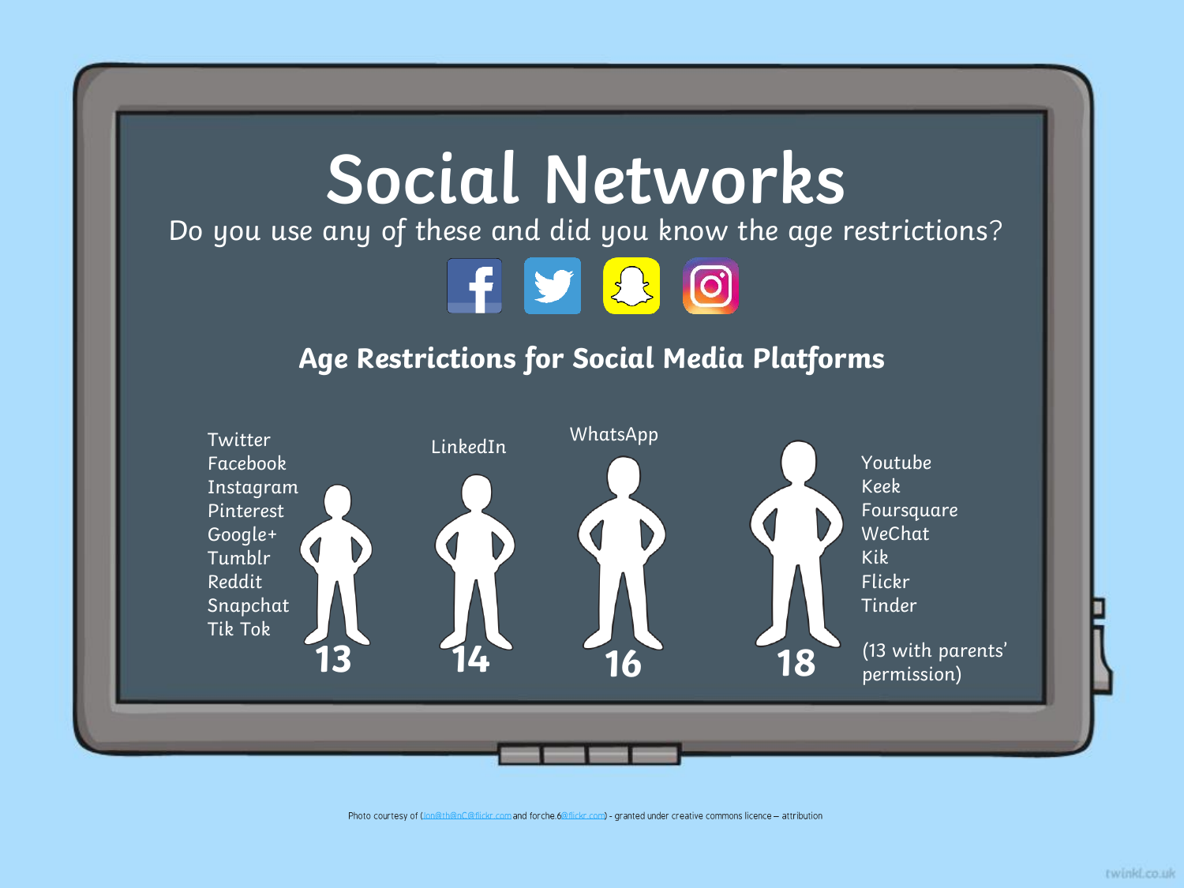# Social Networks

Do you use any of these and did you know the age restrictions?

## Age Restrictions for Social Media Platforms

**13**
- Twitter
- Facebook
- Instagram
- Pinterest
- Google+
- Tumblr
- Reddit
- Snapchat
- Tik Tok

**14**
- LinkedIn

**16**
- WhatsApp

**18**
- Youtube
- Keek
- Foursquare
- WeChat
- Kik
- Flickr
- Tinder

(13 with parents' permission)

Photo courtesy of (Jon@th@nC@flickr.com and forche.6@flickr.com) - granted under creative commons licence – attribution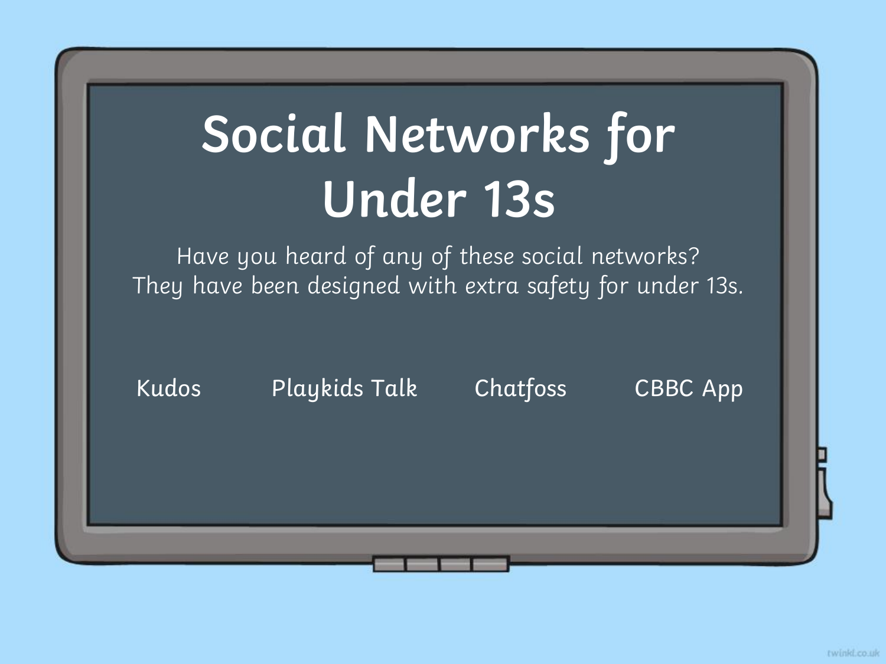# Social Networks for Under 13s

Have you heard of any of these social networks?
They have been designed with extra safety for under 13s.

Kudos | Playkids Talk | Chatfoss | CBBC App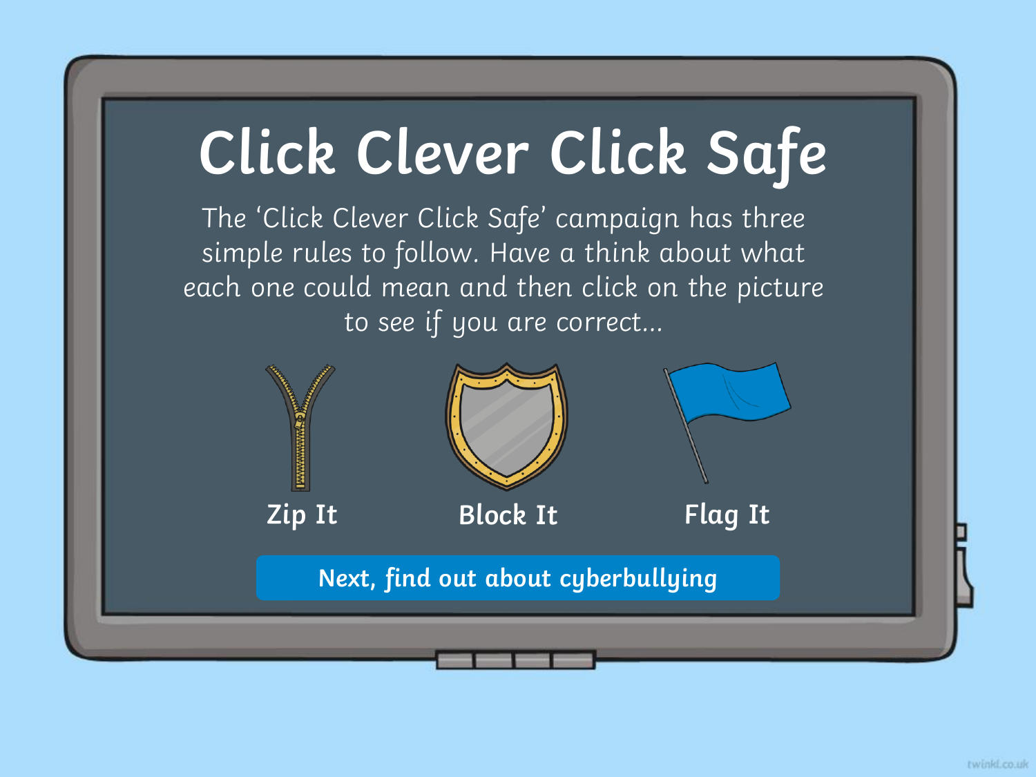# Click Clever Click Safe

The 'Click Clever Click Safe' campaign has three simple rules to follow. Have a think about what each one could mean and then click on the picture to see if you are correct...

**Zip It**

**Block It**

**Flag It**

**Next, find out about cyberbullying**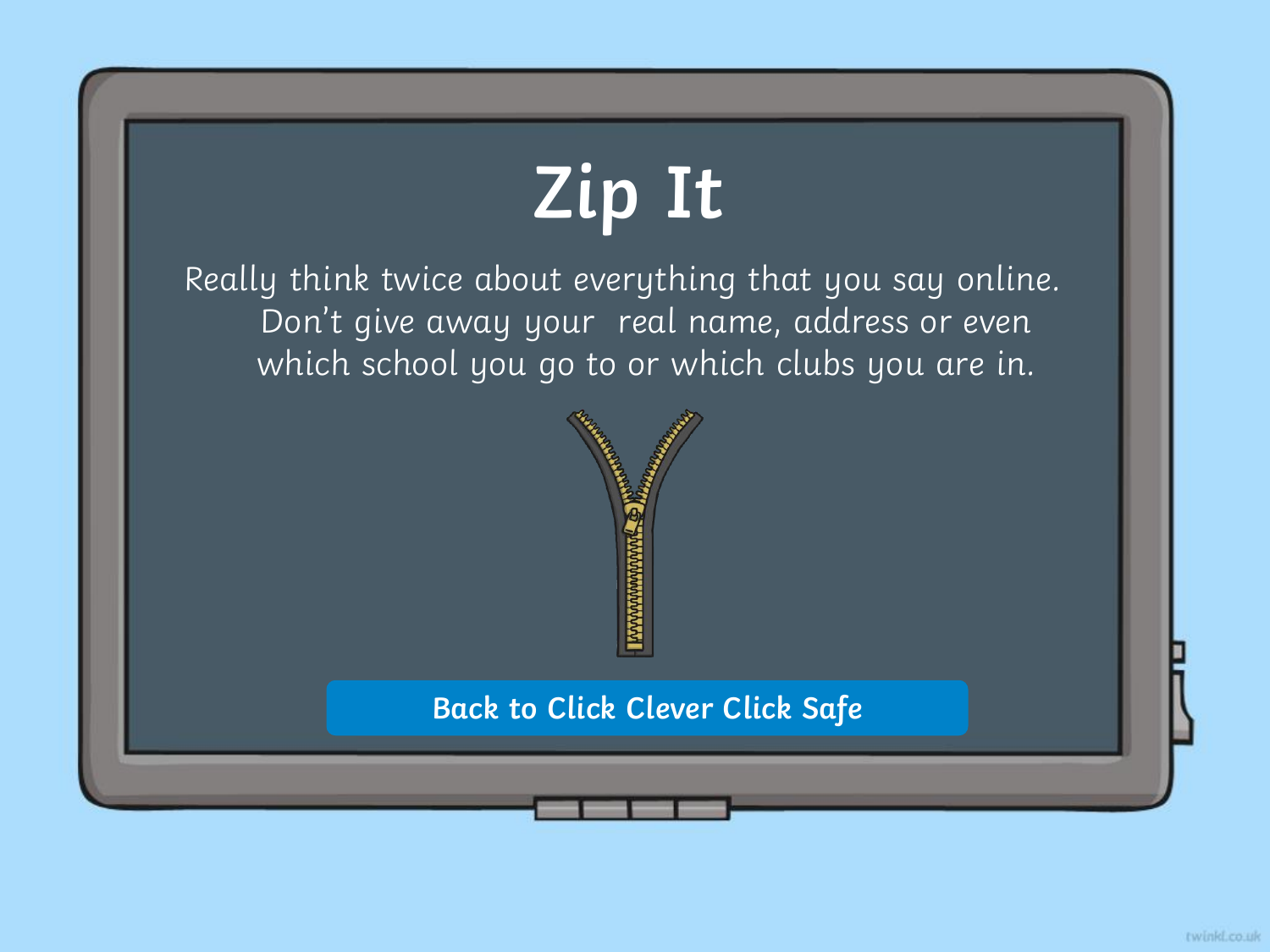# Zip It

Really think twice about everything that you say online. Don't give away your real name, address or even which school you go to or which clubs you are in.

Back to Click Clever Click Safe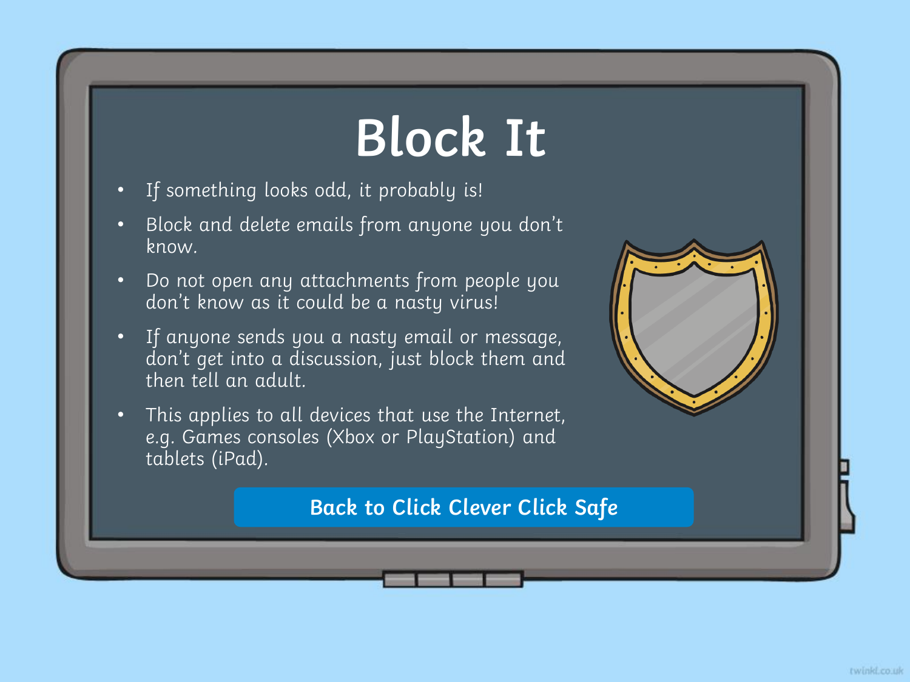# Block It

- If something looks odd, it probably is!
- Block and delete emails from anyone you don't know.
- Do not open any attachments from people you don't know as it could be a nasty virus!
- If anyone sends you a nasty email or message, don't get into a discussion, just block them and then tell an adult.
- This applies to all devices that use the Internet, e.g. Games consoles (Xbox or PlayStation) and tablets (iPad).

**Back to Click Clever Click Safe**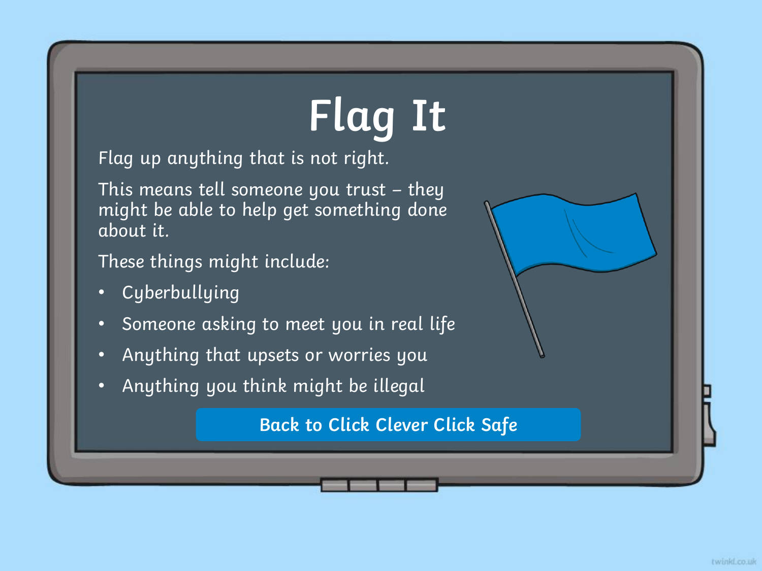# Flag It

Flag up anything that is not right.

This means tell someone you trust – they might be able to help get something done about it.

These things might include:

- Cyberbullying
- Someone asking to meet you in real life
- Anything that upsets or worries you
- Anything you think might be illegal

Back to Click Clever Click Safe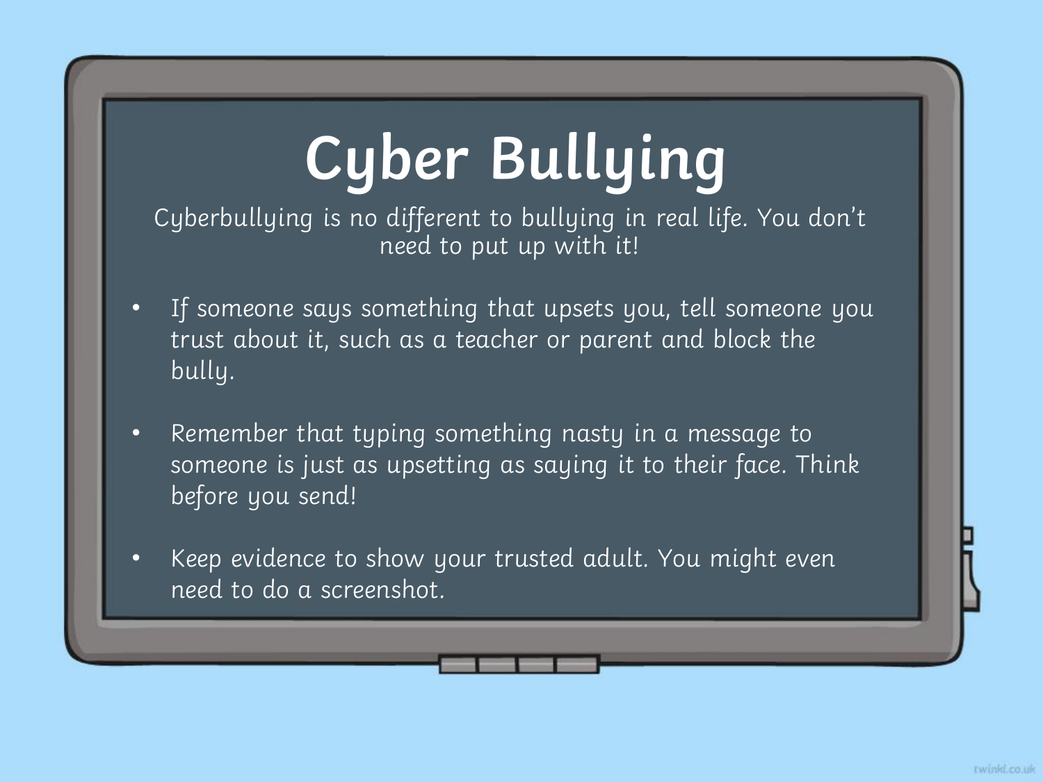# Cyber Bullying

Cyberbullying is no different to bullying in real life. You don't need to put up with it!

- If someone says something that upsets you, tell someone you trust about it, such as a teacher or parent and block the bully.
- Remember that typing something nasty in a message to someone is just as upsetting as saying it to their face. Think before you send!
- Keep evidence to show your trusted adult. You might even need to do a screenshot.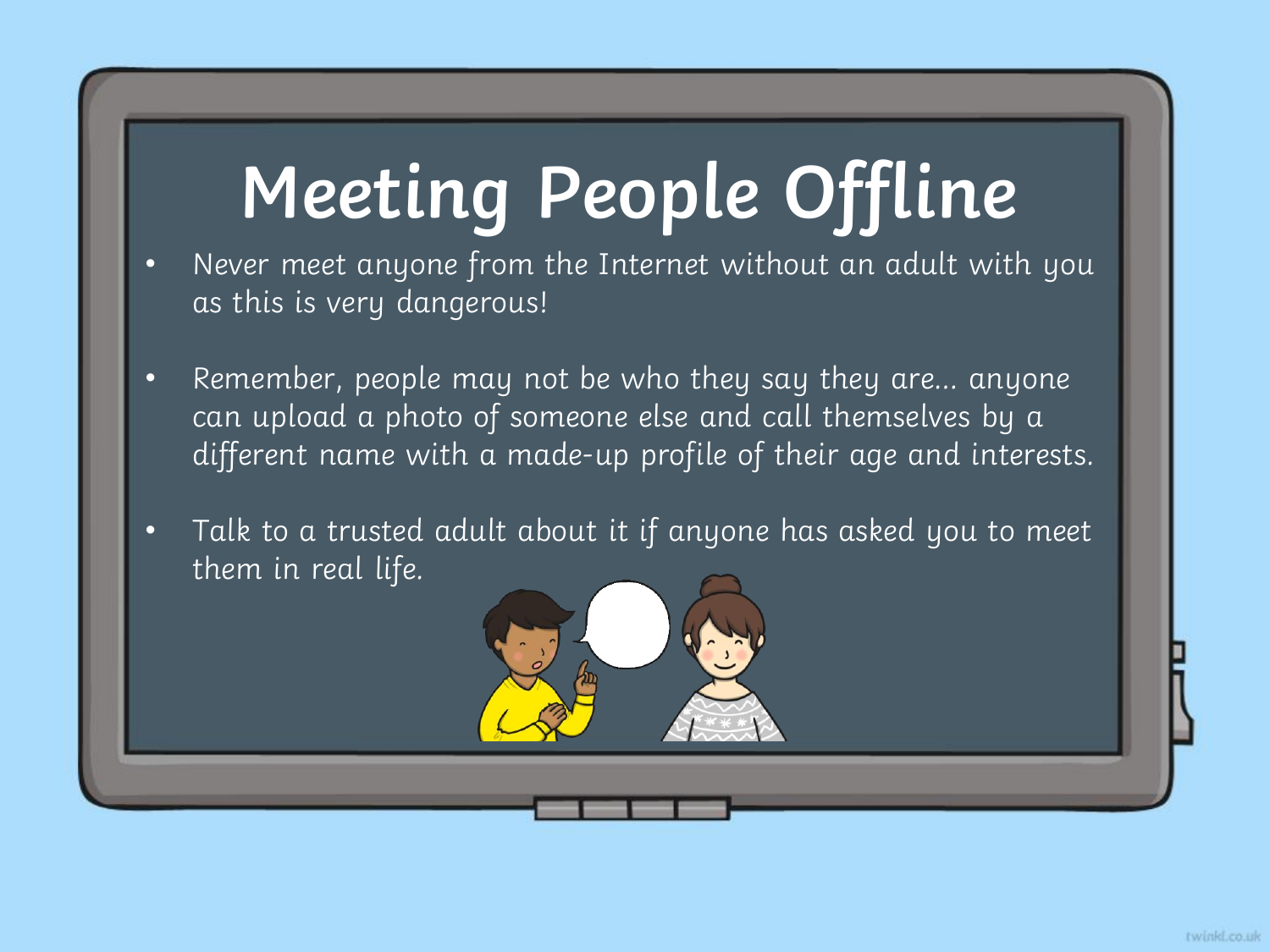# Meeting People Offline

- Never meet anyone from the Internet without an adult with you as this is very dangerous!
- Remember, people may not be who they say they are... anyone can upload a photo of someone else and call themselves by a different name with a made-up profile of their age and interests.
- Talk to a trusted adult about it if anyone has asked you to meet them in real life.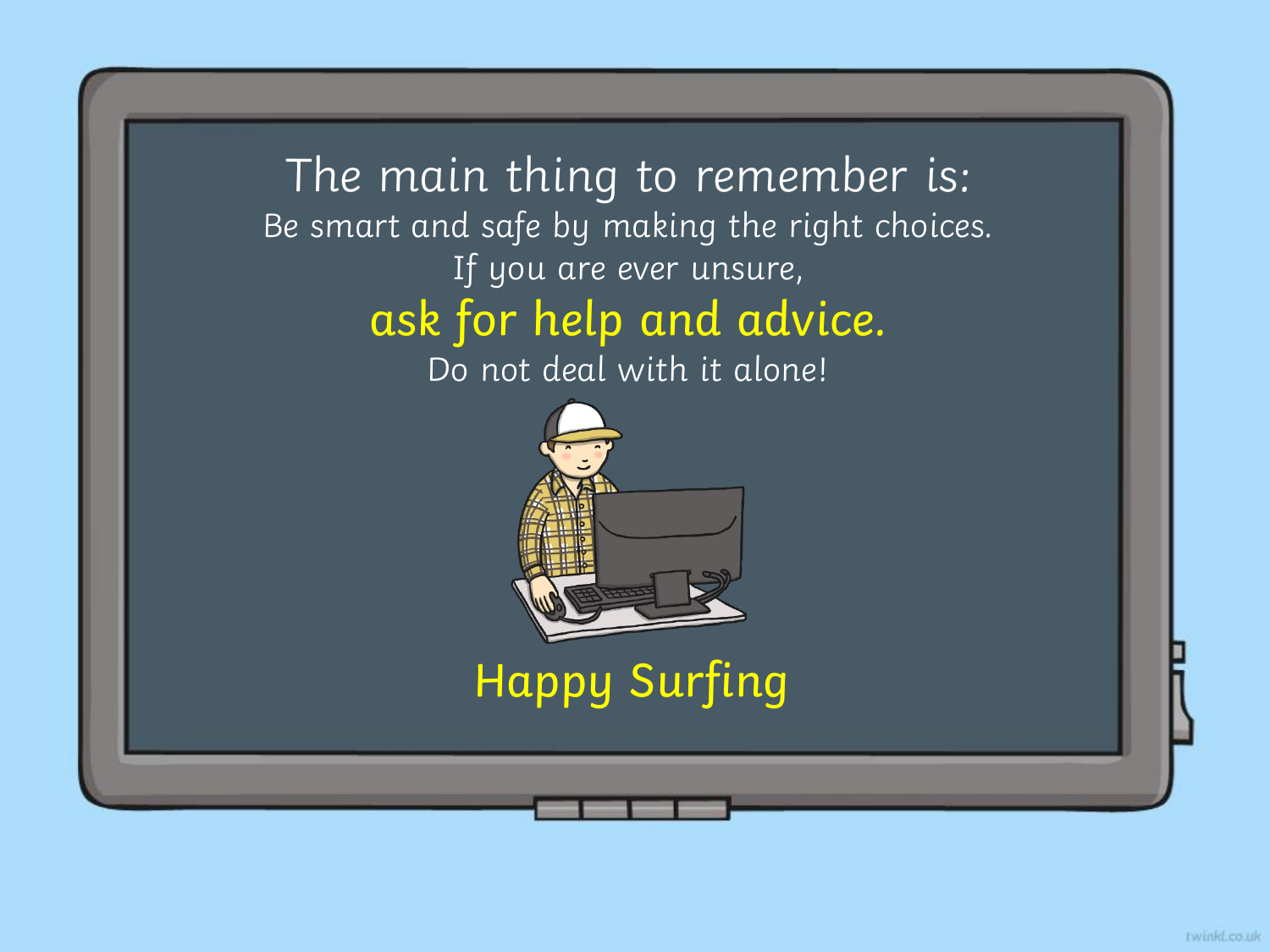The main thing to remember is:

Be smart and safe by making the right choices.

If you are ever unsure,

**ask for help and advice.**

Do not deal with it alone!

**Happy Surfing**